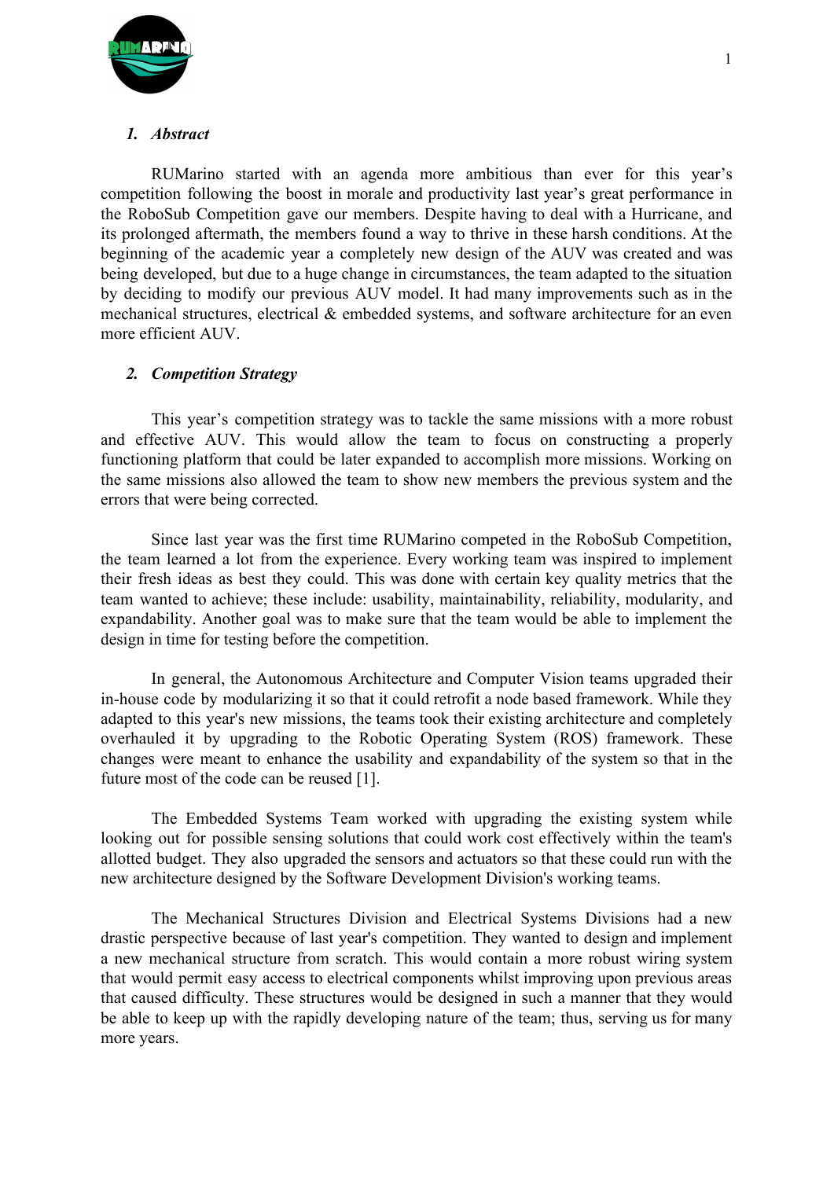## *1. Abstract*

RUMarino started with an agenda more ambitious than ever for this year's competition following the boost in morale and productivity last year's great performance in the RoboSub Competition gave our members. Despite having to deal with a Hurricane, and its prolonged aftermath, the members found a way to thrive in these harsh conditions. At the beginning of the academic year a completely new design of the AUV was created and was being developed, but due to a huge change in circumstances, the team adapted to the situation by deciding to modify our previous AUV model. It had many improvements such as in the mechanical structures, electrical & embedded systems, and software architecture for an even more efficient AUV.

## *2. Competition Strategy*

This year's competition strategy was to tackle the same missions with a more robust and effective AUV. This would allow the team to focus on constructing a properly functioning platform that could be later expanded to accomplish more missions. Working on the same missions also allowed the team to show new members the previous system and the errors that were being corrected.

Since last year was the first time RUMarino competed in the RoboSub Competition, the team learned a lot from the experience. Every working team was inspired to implement their fresh ideas as best they could. This was done with certain key quality metrics that the team wanted to achieve; these include: usability, maintainability, reliability, modularity, and expandability. Another goal was to make sure that the team would be able to implement the design in time for testing before the competition.

In general, the Autonomous Architecture and Computer Vision teams upgraded their in-house code by modularizing it so that it could retrofit a node based framework. While they adapted to this year's new missions, the teams took their existing architecture and completely overhauled it by upgrading to the Robotic Operating System (ROS) framework. These changes were meant to enhance the usability and expandability of the system so that in the future most of the code can be reused [1].

The Embedded Systems Team worked with upgrading the existing system while looking out for possible sensing solutions that could work cost effectively within the team's allotted budget. They also upgraded the sensors and actuators so that these could run with the new architecture designed by the Software Development Division's working teams.

The Mechanical Structures Division and Electrical Systems Divisions had a new drastic perspective because of last year's competition. They wanted to design and implement a new mechanical structure from scratch. This would contain a more robust wiring system that would permit easy access to electrical components whilst improving upon previous areas that caused difficulty. These structures would be designed in such a manner that they would be able to keep up with the rapidly developing nature of the team; thus, serving us for many more years.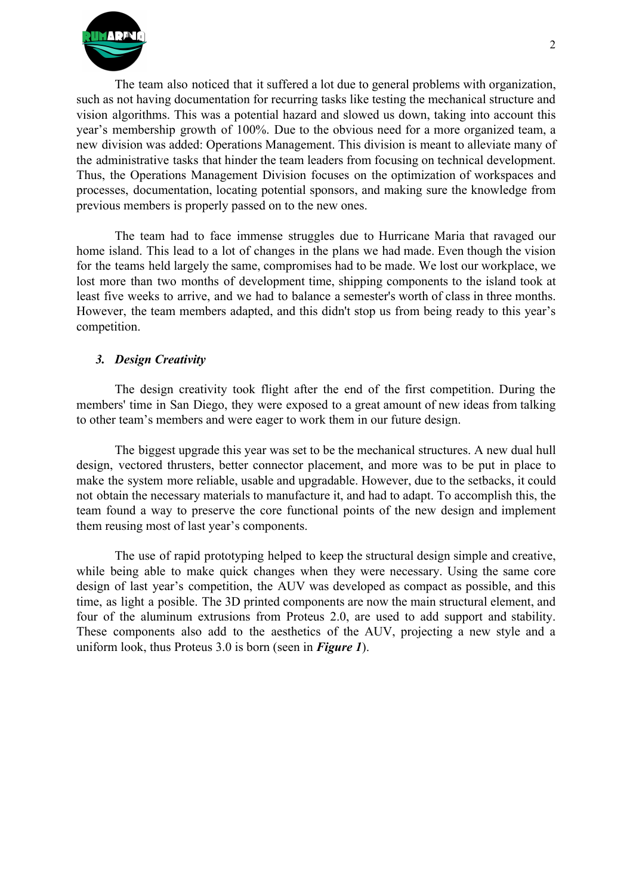The team also noticed that it suffered a lot due to general problems with organization, such as not having documentation for recurring tasks like testing the mechanical structure and vision algorithms. This was a potential hazard and slowed us down, taking into account this year's membership growth of 100%. Due to the obvious need for a more organized team, a new division was added: Operations Management. This division is meant to alleviate many of the administrative tasks that hinder the team leaders from focusing on technical development. Thus, the Operations Management Division focuses on the optimization of workspaces and processes, documentation, locating potential sponsors, and making sure the knowledge from previous members is properly passed on to the new ones.

The team had to face immense struggles due to Hurricane Maria that ravaged our home island. This lead to a lot of changes in the plans we had made. Even though the vision for the teams held largely the same, compromises had to be made. We lost our workplace, we lost more than two months of development time, shipping components to the island took at least five weeks to arrive, and we had to balance a semester's worth of class in three months. However, the team members adapted, and this didn't stop us from being ready to this year's competition.

### 3. *Design Creativity*

The design creativity took flight after the end of the first competition. During the members' time in San Diego, they were exposed to a great amount of new ideas from talking to other team's members and were eager to work them in our future design.

The biggest upgrade this year was set to be the mechanical structures. A new dual hull design, vectored thrusters, better connector placement, and more was to be put in place to make the system more reliable, usable and upgradable. However, due to the setbacks, it could not obtain the necessary materials to manufacture it, and had to adapt. To accomplish this, the team found a way to preserve the core functional points of the new design and implement them reusing most of last year's components.

The use of rapid prototyping helped to keep the structural design simple and creative, while being able to make quick changes when they were necessary. Using the same core design of last year's competition, the AUV was developed as compact as possible, and this time, as light a posible. The 3D printed components are now the main structural element, and four of the aluminum extrusions from Proteus 2.0, are used to add support and stability. These components also add to the aesthetics of the AUV, projecting a new style and a uniform look, thus Proteus 3.0 is born (seen in ***Figure 1***).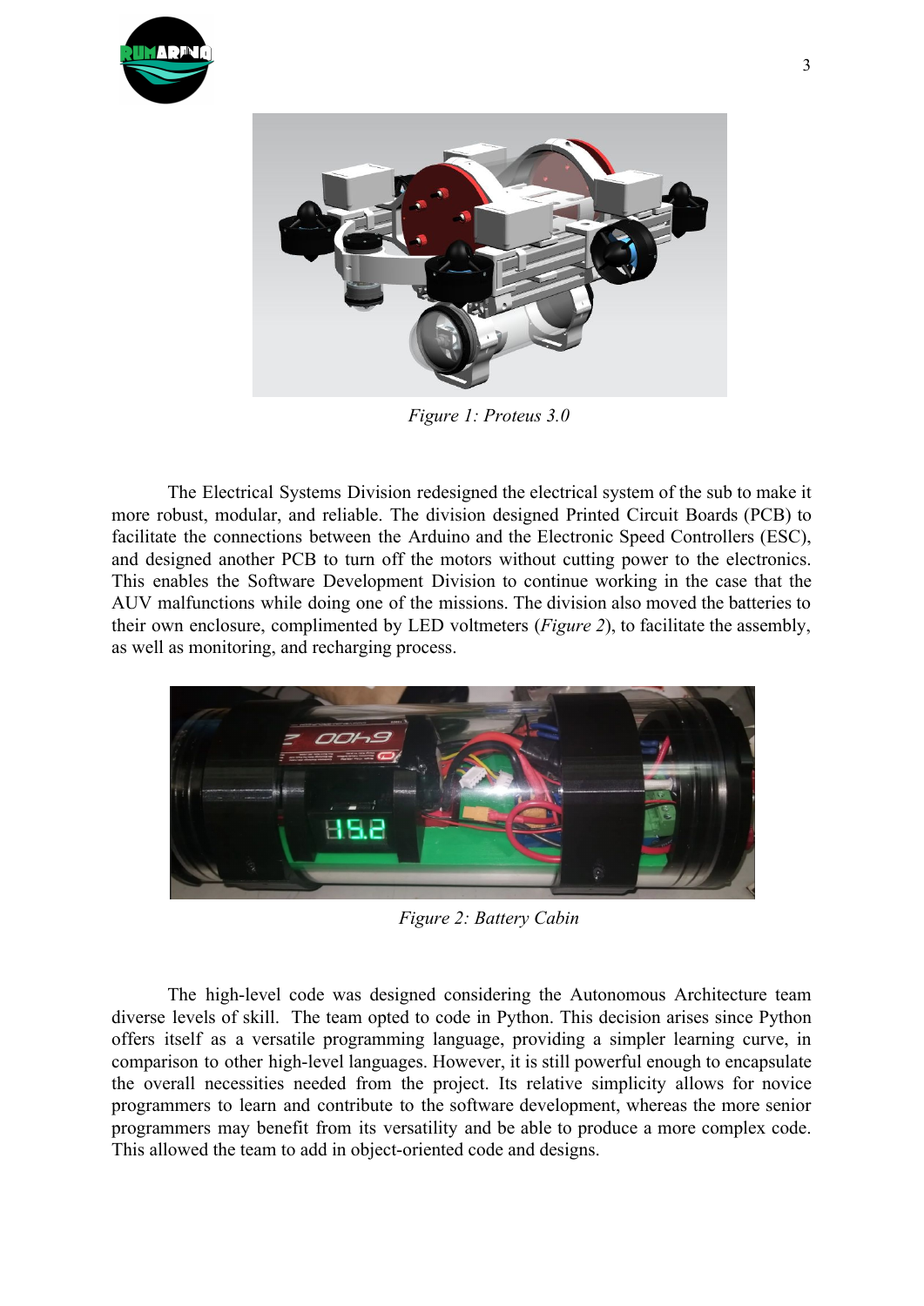*Figure 1: Proteus 3.0*

The Electrical Systems Division redesigned the electrical system of the sub to make it more robust, modular, and reliable. The division designed Printed Circuit Boards (PCB) to facilitate the connections between the Arduino and the Electronic Speed Controllers (ESC), and designed another PCB to turn off the motors without cutting power to the electronics. This enables the Software Development Division to continue working in the case that the AUV malfunctions while doing one of the missions. The division also moved the batteries to their own enclosure, complimented by LED voltmeters (*Figure 2*), to facilitate the assembly, as well as monitoring, and recharging process.

*Figure 2: Battery Cabin*

The high-level code was designed considering the Autonomous Architecture team diverse levels of skill. The team opted to code in Python. This decision arises since Python offers itself as a versatile programming language, providing a simpler learning curve, in comparison to other high-level languages. However, it is still powerful enough to encapsulate the overall necessities needed from the project. Its relative simplicity allows for novice programmers to learn and contribute to the software development, whereas the more senior programmers may benefit from its versatility and be able to produce a more complex code. This allowed the team to add in object-oriented code and designs.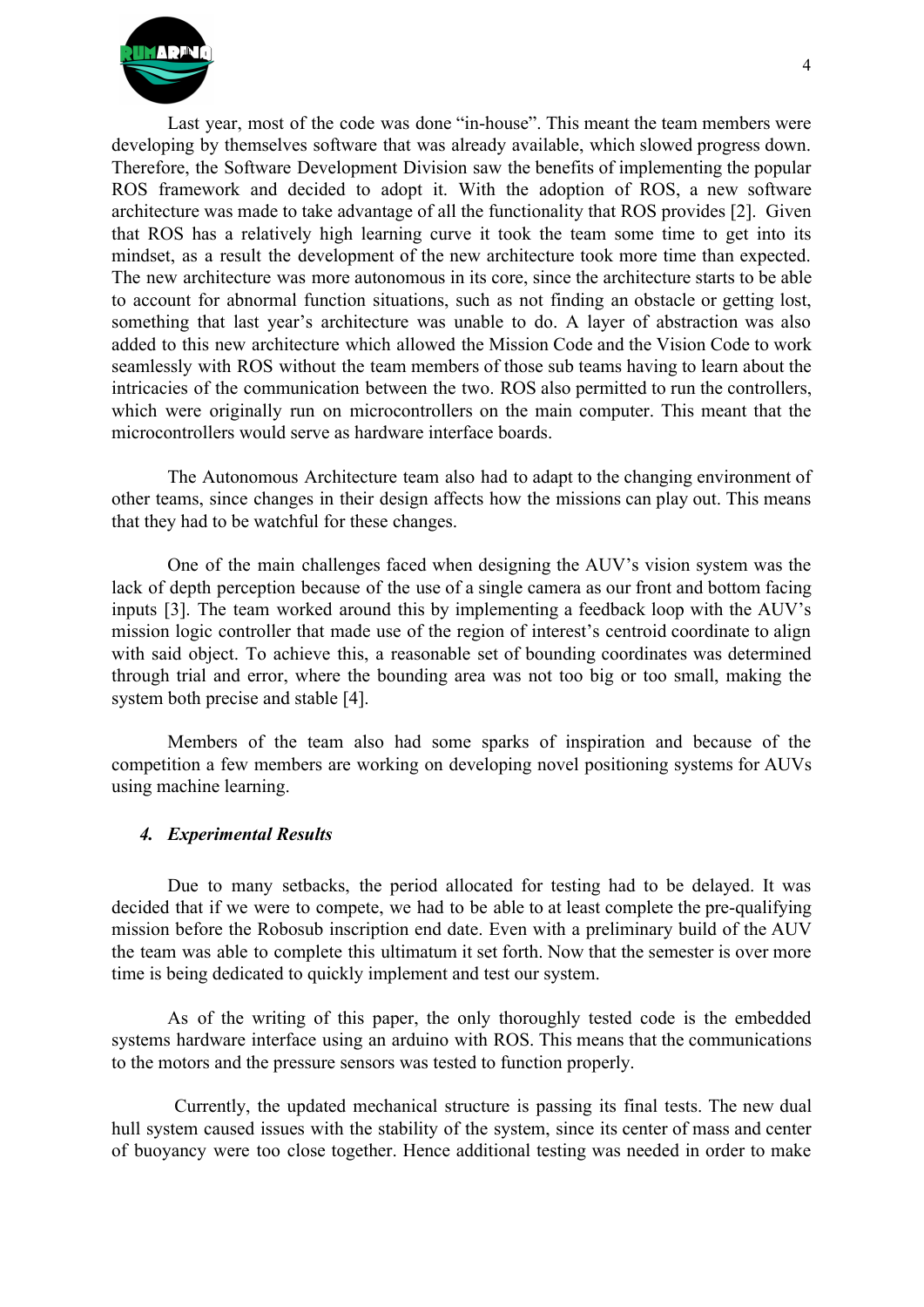Last year, most of the code was done "in-house". This meant the team members were developing by themselves software that was already available, which slowed progress down. Therefore, the Software Development Division saw the benefits of implementing the popular ROS framework and decided to adopt it. With the adoption of ROS, a new software architecture was made to take advantage of all the functionality that ROS provides [2]. Given that ROS has a relatively high learning curve it took the team some time to get into its mindset, as a result the development of the new architecture took more time than expected. The new architecture was more autonomous in its core, since the architecture starts to be able to account for abnormal function situations, such as not finding an obstacle or getting lost, something that last year's architecture was unable to do. A layer of abstraction was also added to this new architecture which allowed the Mission Code and the Vision Code to work seamlessly with ROS without the team members of those sub teams having to learn about the intricacies of the communication between the two. ROS also permitted to run the controllers, which were originally run on microcontrollers on the main computer. This meant that the microcontrollers would serve as hardware interface boards.

The Autonomous Architecture team also had to adapt to the changing environment of other teams, since changes in their design affects how the missions can play out. This means that they had to be watchful for these changes.

One of the main challenges faced when designing the AUV's vision system was the lack of depth perception because of the use of a single camera as our front and bottom facing inputs [3]. The team worked around this by implementing a feedback loop with the AUV's mission logic controller that made use of the region of interest's centroid coordinate to align with said object. To achieve this, a reasonable set of bounding coordinates was determined through trial and error, where the bounding area was not too big or too small, making the system both precise and stable [4].

Members of the team also had some sparks of inspiration and because of the competition a few members are working on developing novel positioning systems for AUVs using machine learning.

### *4. Experimental Results*

Due to many setbacks, the period allocated for testing had to be delayed. It was decided that if we were to compete, we had to be able to at least complete the pre-qualifying mission before the Robosub inscription end date. Even with a preliminary build of the AUV the team was able to complete this ultimatum it set forth. Now that the semester is over more time is being dedicated to quickly implement and test our system.

As of the writing of this paper, the only thoroughly tested code is the embedded systems hardware interface using an arduino with ROS. This means that the communications to the motors and the pressure sensors was tested to function properly.

Currently, the updated mechanical structure is passing its final tests. The new dual hull system caused issues with the stability of the system, since its center of mass and center of buoyancy were too close together. Hence additional testing was needed in order to make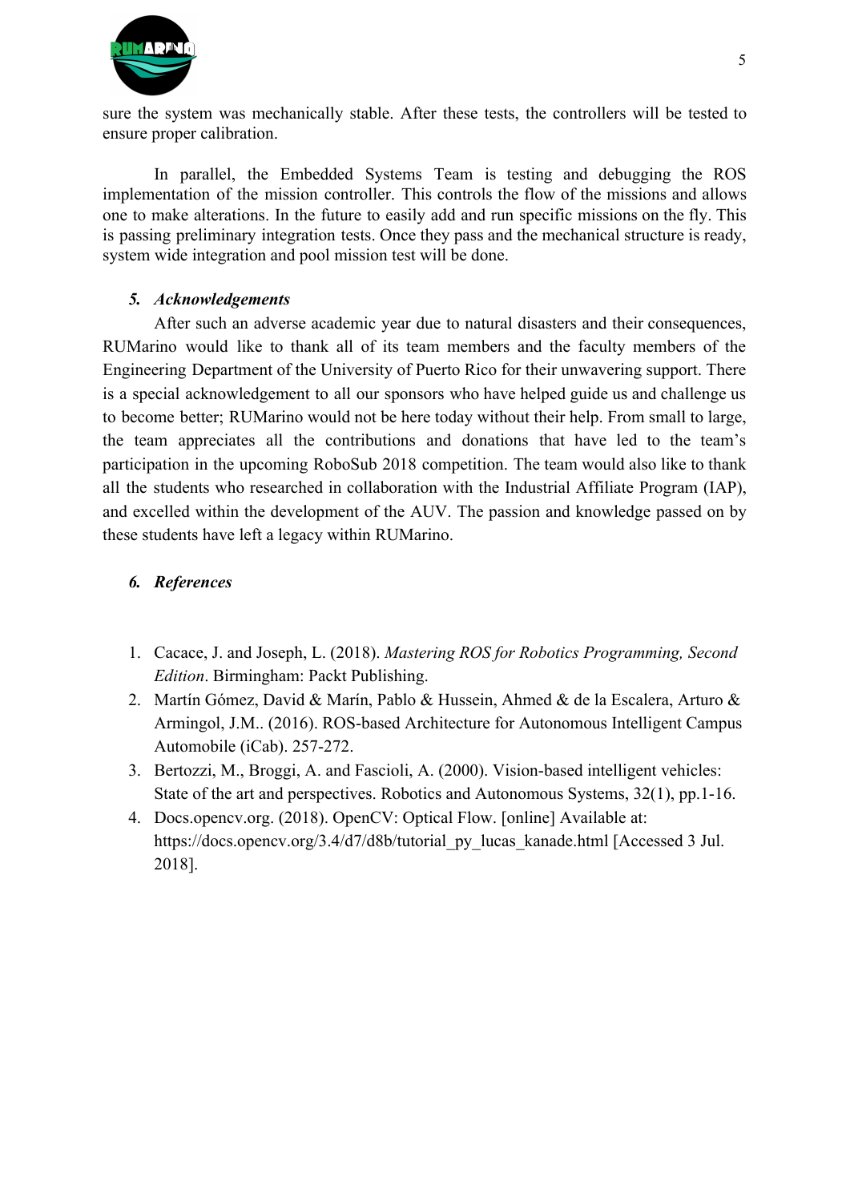sure the system was mechanically stable. After these tests, the controllers will be tested to ensure proper calibration.

In parallel, the Embedded Systems Team is testing and debugging the ROS implementation of the mission controller. This controls the flow of the missions and allows one to make alterations. In the future to easily add and run specific missions on the fly. This is passing preliminary integration tests. Once they pass and the mechanical structure is ready, system wide integration and pool mission test will be done.

### 5. *Acknowledgements*

After such an adverse academic year due to natural disasters and their consequences, RUMarino would like to thank all of its team members and the faculty members of the Engineering Department of the University of Puerto Rico for their unwavering support. There is a special acknowledgement to all our sponsors who have helped guide us and challenge us to become better; RUMarino would not be here today without their help. From small to large, the team appreciates all the contributions and donations that have led to the team's participation in the upcoming RoboSub 2018 competition. The team would also like to thank all the students who researched in collaboration with the Industrial Affiliate Program (IAP), and excelled within the development of the AUV. The passion and knowledge passed on by these students have left a legacy within RUMarino.

### 6. *References*

1. Cacace, J. and Joseph, L. (2018). *Mastering ROS for Robotics Programming, Second Edition*. Birmingham: Packt Publishing.
2. Martín Gómez, David & Marín, Pablo & Hussein, Ahmed & de la Escalera, Arturo & Armingol, J.M.. (2016). ROS-based Architecture for Autonomous Intelligent Campus Automobile (iCab). 257-272.
3. Bertozzi, M., Broggi, A. and Fascioli, A. (2000). Vision-based intelligent vehicles: State of the art and perspectives. Robotics and Autonomous Systems, 32(1), pp.1-16.
4. Docs.opencv.org. (2018). OpenCV: Optical Flow. [online] Available at: https://docs.opencv.org/3.4/d7/d8b/tutorial_py_lucas_kanade.html [Accessed 3 Jul. 2018].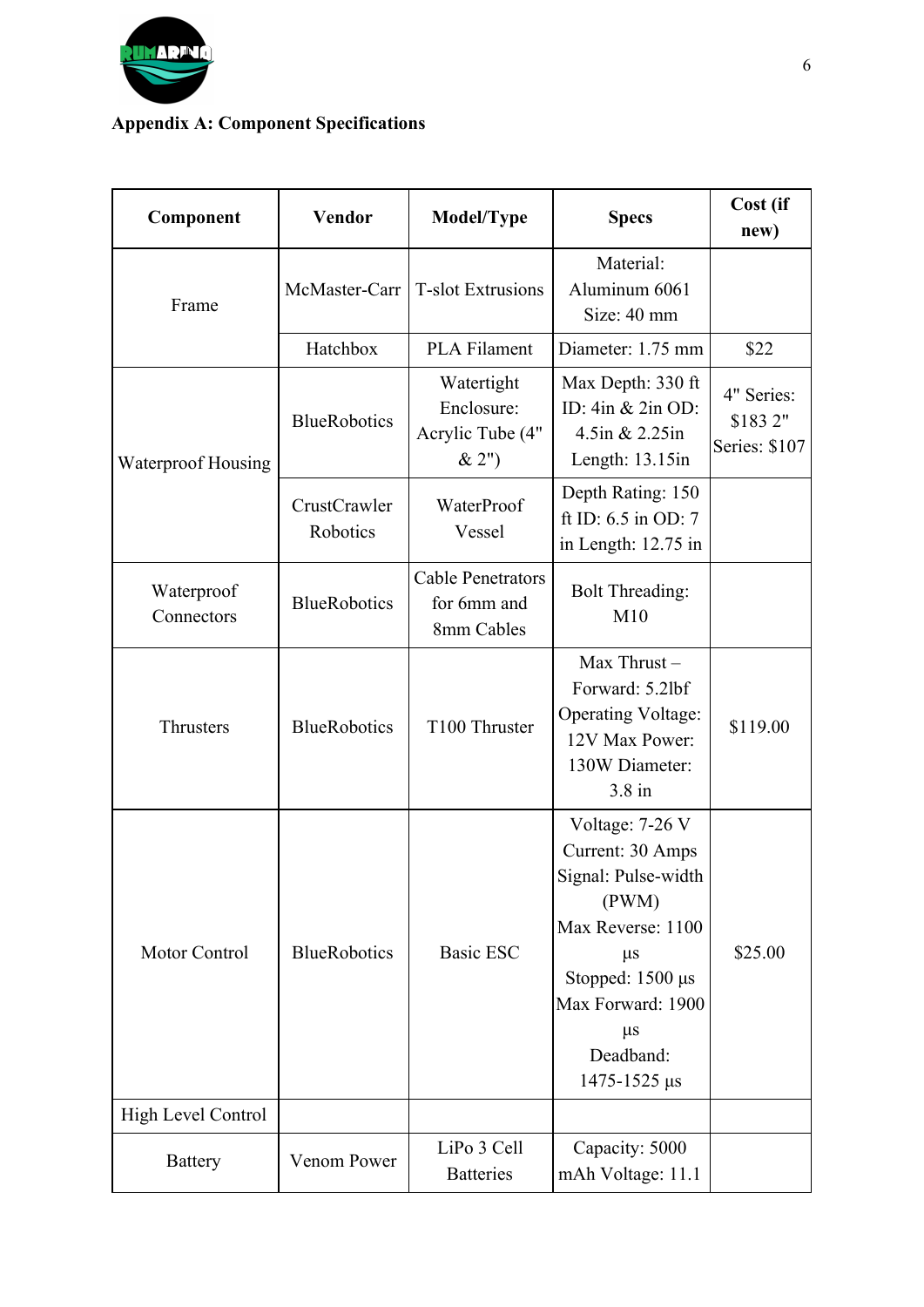**Appendix A: Component Specifications**

| Component | Vendor | Model/Type | Specs | Cost (if new) |
|---|---|---|---|---|
| Frame | McMaster-Carr | T-slot Extrusions | Material: Aluminum 6061 Size: 40 mm | |
| | Hatchbox | PLA Filament | Diameter: 1.75 mm | $22 |
| Waterproof Housing | BlueRobotics | Watertight Enclosure: Acrylic Tube (4" & 2") | Max Depth: 330 ft ID: 4in & 2in OD: 4.5in & 2.25in Length: 13.15in | 4" Series: $183 2" Series: $107 |
| | CrustCrawler Robotics | WaterProof Vessel | Depth Rating: 150 ft ID: 6.5 in OD: 7 in Length: 12.75 in | |
| Waterproof Connectors | BlueRobotics | Cable Penetrators for 6mm and 8mm Cables | Bolt Threading: M10 | |
| Thrusters | BlueRobotics | T100 Thruster | Max Thrust – Forward: 5.2lbf Operating Voltage: 12V Max Power: 130W Diameter: 3.8 in | $119.00 |
| Motor Control | BlueRobotics | Basic ESC | Voltage: 7-26 V Current: 30 Amps Signal: Pulse-width (PWM) Max Reverse: 1100 µs Stopped: 1500 µs Max Forward: 1900 µs Deadband: 1475-1525 µs | $25.00 |
| High Level Control | | | | |
| Battery | Venom Power | LiPo 3 Cell Batteries | Capacity: 5000 mAh Voltage: 11.1 | |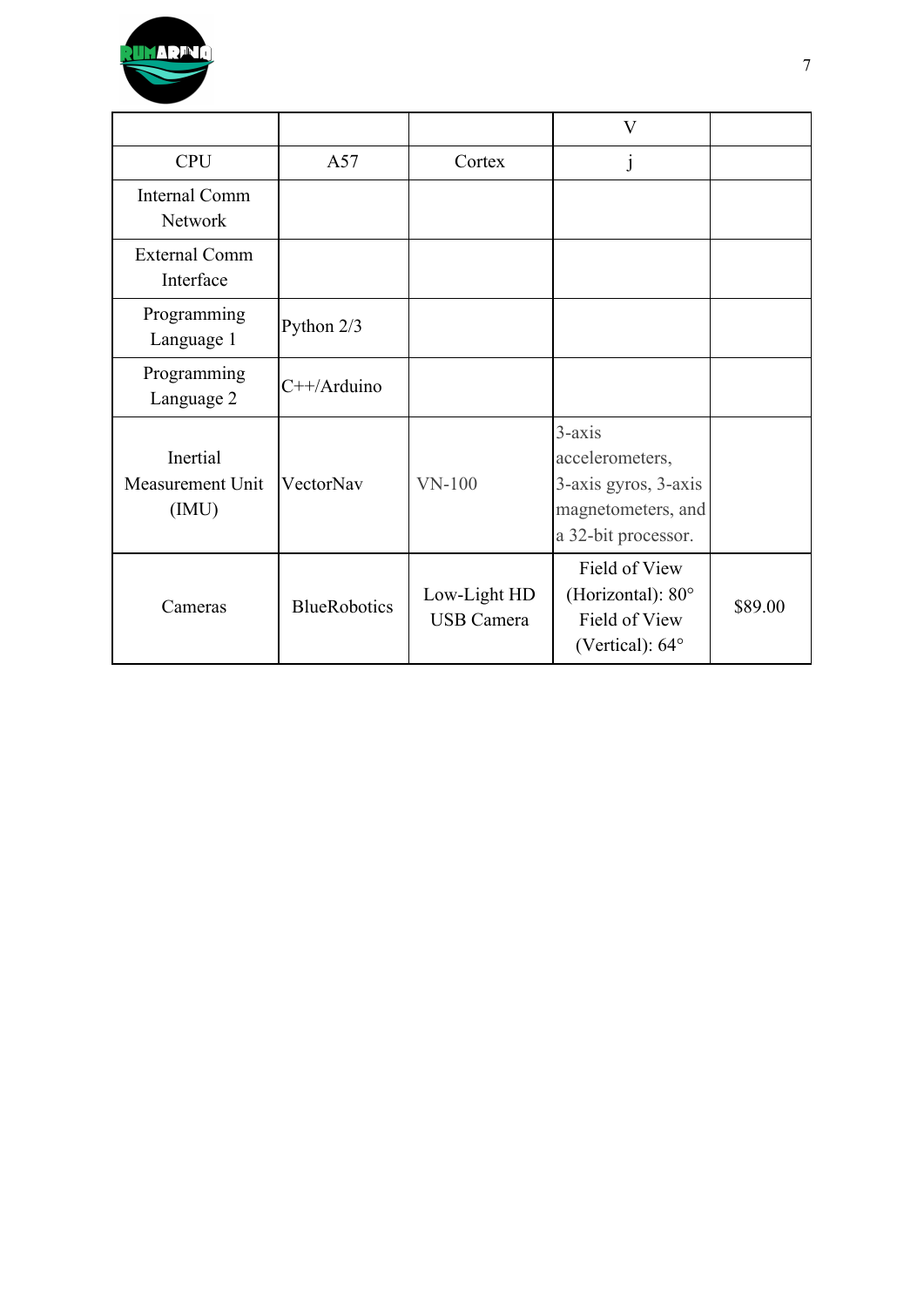| | | | | |
|---|---|---|---|---|
| | | | V | |
| CPU | A57 | Cortex | j | |
| Internal Comm Network | | | | |
| External Comm Interface | | | | |
| Programming Language 1 | Python 2/3 | | | |
| Programming Language 2 | C++/Arduino | | | |
| Inertial Measurement Unit (IMU) | VectorNav | VN-100 | 3-axis accelerometers, 3-axis gyros, 3-axis magnetometers, and a 32-bit processor. | |
| Cameras | BlueRobotics | Low-Light HD USB Camera | Field of View (Horizontal): 80° Field of View (Vertical): 64° | $89.00 |